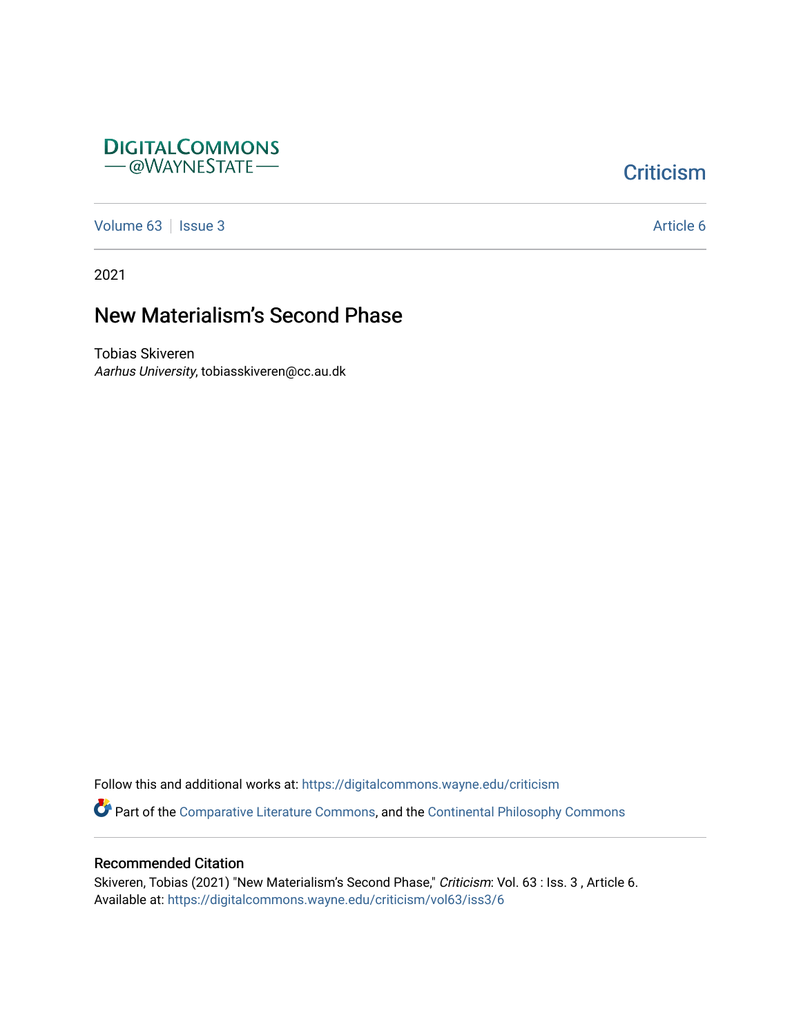DIGITALCOMMONS
— @WAYNESTATE —

Criticism

Volume 63 | Issue 3 | Article 6

2021

# New Materialism's Second Phase

Tobias Skiveren
*Aarhus University*, tobiasskiveren@cc.au.dk

Follow this and additional works at: https://digitalcommons.wayne.edu/criticism

Part of the Comparative Literature Commons, and the Continental Philosophy Commons

## Recommended Citation

Skiveren, Tobias (2021) "New Materialism's Second Phase," *Criticism*: Vol. 63 : Iss. 3 , Article 6.
Available at: https://digitalcommons.wayne.edu/criticism/vol63/iss3/6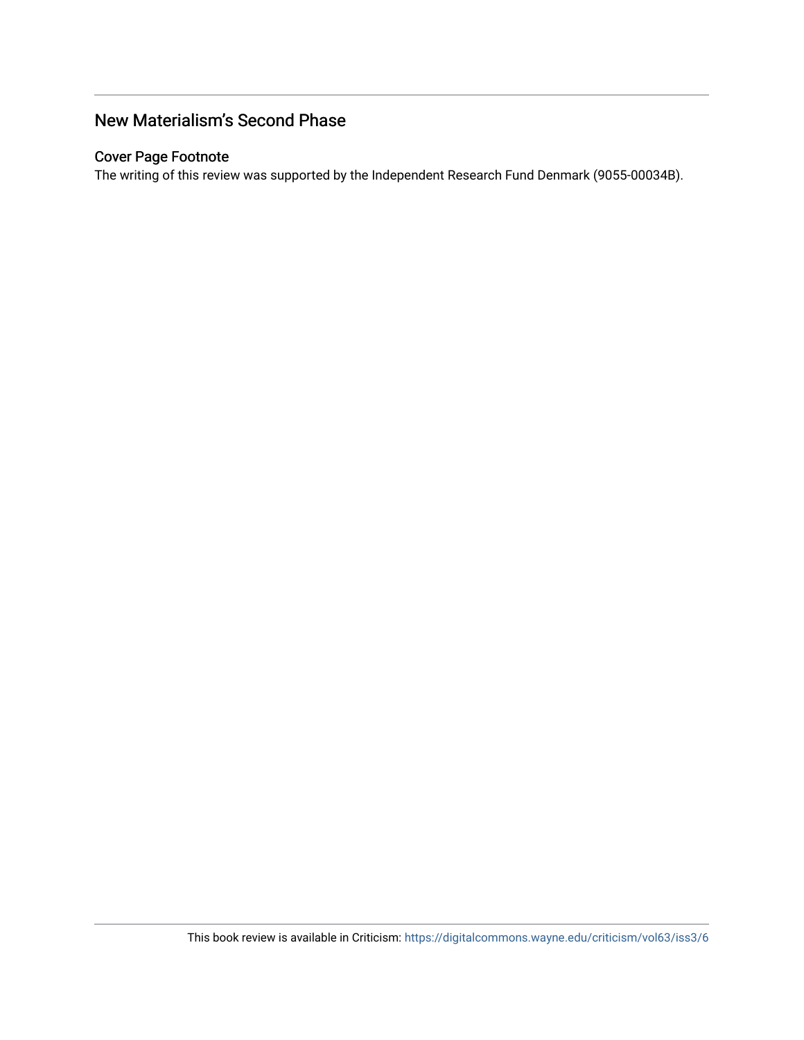## New Materialism's Second Phase

### Cover Page Footnote

The writing of this review was supported by the Independent Research Fund Denmark (9055-00034B).

This book review is available in Criticism: https://digitalcommons.wayne.edu/criticism/vol63/iss3/6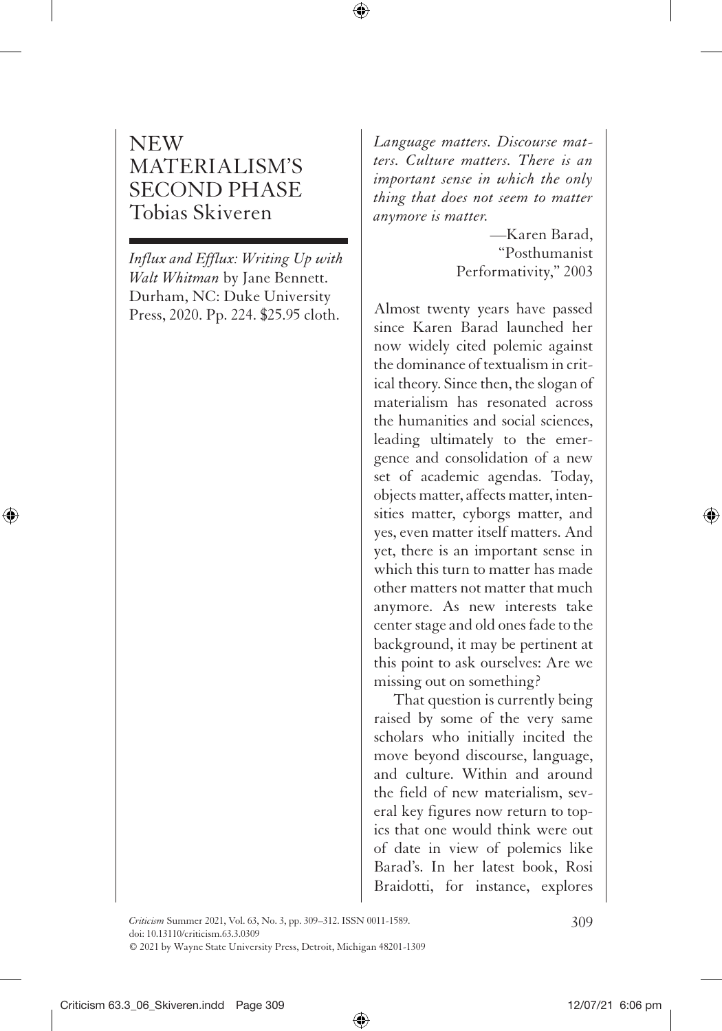# NEW MATERIALISM'S SECOND PHASE

Tobias Skiveren

*Influx and Efflux: Writing Up with Walt Whitman* by Jane Bennett. Durham, NC: Duke University Press, 2020. Pp. 224. $25.95 cloth.

*Language matters. Discourse matters. Culture matters. There is an important sense in which the only thing that does not seem to matter anymore is matter.*

—Karen Barad, "Posthumanist Performativity," 2003

Almost twenty years have passed since Karen Barad launched her now widely cited polemic against the dominance of textualism in critical theory. Since then, the slogan of materialism has resonated across the humanities and social sciences, leading ultimately to the emergence and consolidation of a new set of academic agendas. Today, objects matter, affects matter, intensities matter, cyborgs matter, and yes, even matter itself matters. And yet, there is an important sense in which this turn to matter has made other matters not matter that much anymore. As new interests take center stage and old ones fade to the background, it may be pertinent at this point to ask ourselves: Are we missing out on something?

That question is currently being raised by some of the very same scholars who initially incited the move beyond discourse, language, and culture. Within and around the field of new materialism, several key figures now return to topics that one would think were out of date in view of polemics like Barad's. In her latest book, Rosi Braidotti, for instance, explores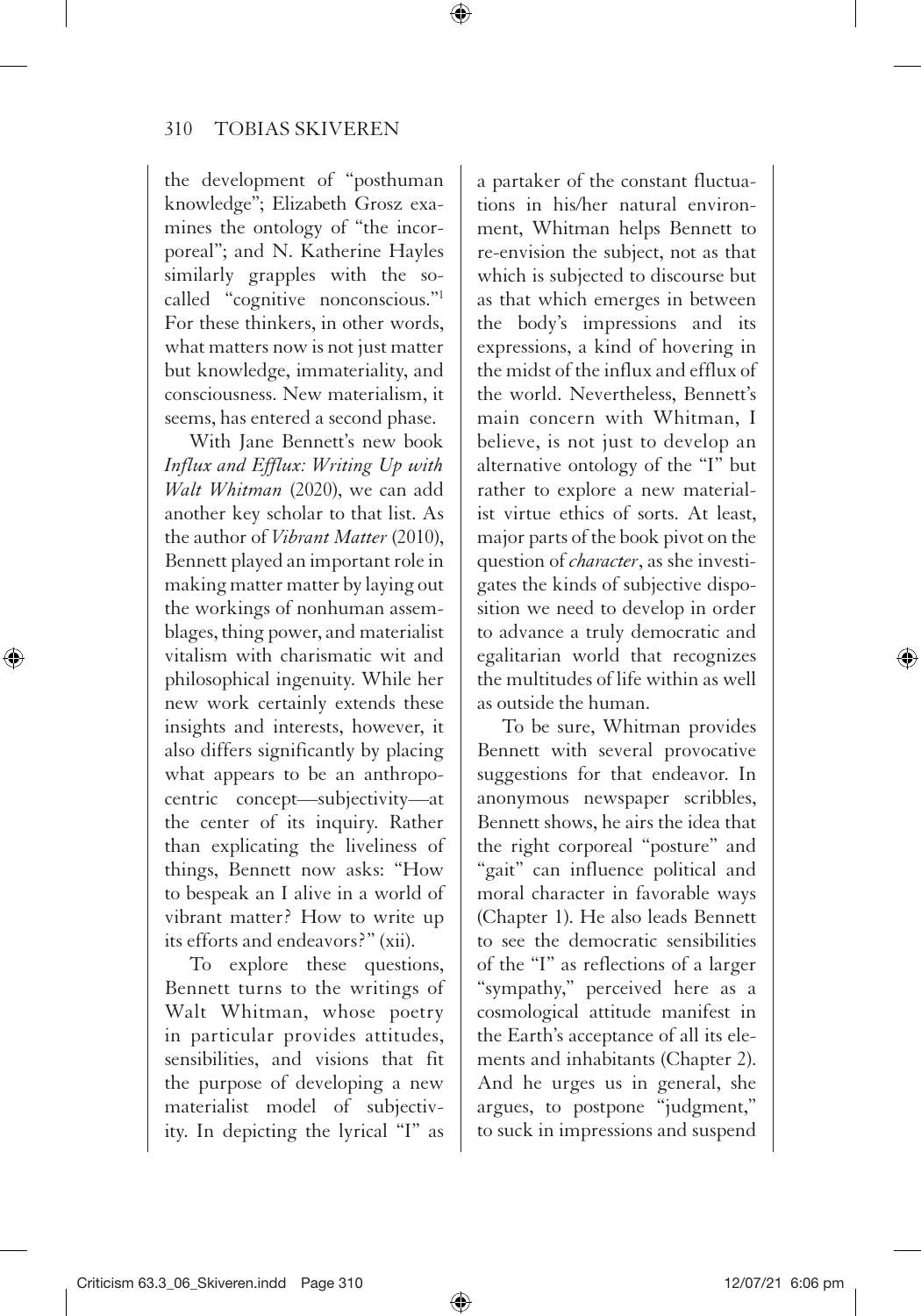the development of "posthuman knowledge"; Elizabeth Grosz examines the ontology of "the incorporeal"; and N. Katherine Hayles similarly grapples with the so-called "cognitive nonconscious."[1] For these thinkers, in other words, what matters now is not just matter but knowledge, immateriality, and consciousness. New materialism, it seems, has entered a second phase.

With Jane Bennett's new book *Influx and Efflux: Writing Up with Walt Whitman* (2020), we can add another key scholar to that list. As the author of *Vibrant Matter* (2010), Bennett played an important role in making matter matter by laying out the workings of nonhuman assemblages, thing power, and materialist vitalism with charismatic wit and philosophical ingenuity. While her new work certainly extends these insights and interests, however, it also differs significantly by placing what appears to be an anthropocentric concept—subjectivity—at the center of its inquiry. Rather than explicating the liveliness of things, Bennett now asks: "How to bespeak an I alive in a world of vibrant matter? How to write up its efforts and endeavors?" (xii).

To explore these questions, Bennett turns to the writings of Walt Whitman, whose poetry in particular provides attitudes, sensibilities, and visions that fit the purpose of developing a new materialist model of subjectivity. In depicting the lyrical "I" as a partaker of the constant fluctuations in his/her natural environment, Whitman helps Bennett to re-envision the subject, not as that which is subjected to discourse but as that which emerges in between the body's impressions and its expressions, a kind of hovering in the midst of the influx and efflux of the world. Nevertheless, Bennett's main concern with Whitman, I believe, is not just to develop an alternative ontology of the "I" but rather to explore a new materialist virtue ethics of sorts. At least, major parts of the book pivot on the question of *character*, as she investigates the kinds of subjective disposition we need to develop in order to advance a truly democratic and egalitarian world that recognizes the multitudes of life within as well as outside the human.

To be sure, Whitman provides Bennett with several provocative suggestions for that endeavor. In anonymous newspaper scribbles, Bennett shows, he airs the idea that the right corporeal "posture" and "gait" can influence political and moral character in favorable ways (Chapter 1). He also leads Bennett to see the democratic sensibilities of the "I" as reflections of a larger "sympathy," perceived here as a cosmological attitude manifest in the Earth's acceptance of all its elements and inhabitants (Chapter 2). And he urges us in general, she argues, to postpone "judgment," to suck in impressions and suspend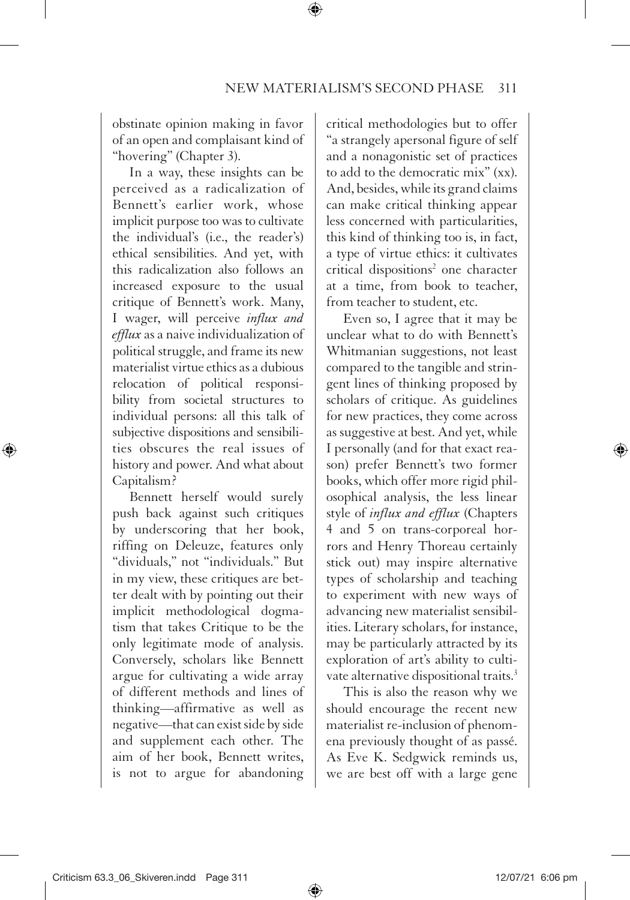obstinate opinion making in favor of an open and complaisant kind of "hovering" (Chapter 3).

In a way, these insights can be perceived as a radicalization of Bennett's earlier work, whose implicit purpose too was to cultivate the individual's (i.e., the reader's) ethical sensibilities. And yet, with this radicalization also follows an increased exposure to the usual critique of Bennett's work. Many, I wager, will perceive *influx and efflux* as a naive individualization of political struggle, and frame its new materialist virtue ethics as a dubious relocation of political responsibility from societal structures to individual persons: all this talk of subjective dispositions and sensibilities obscures the real issues of history and power. And what about Capitalism?

Bennett herself would surely push back against such critiques by underscoring that her book, riffing on Deleuze, features only "dividuals," not "individuals." But in my view, these critiques are better dealt with by pointing out their implicit methodological dogmatism that takes Critique to be the only legitimate mode of analysis. Conversely, scholars like Bennett argue for cultivating a wide array of different methods and lines of thinking—affirmative as well as negative—that can exist side by side and supplement each other. The aim of her book, Bennett writes, is not to argue for abandoning critical methodologies but to offer "a strangely apersonal figure of self and a nonagonistic set of practices to add to the democratic mix" (xx). And, besides, while its grand claims can make critical thinking appear less concerned with particularities, this kind of thinking too is, in fact, a type of virtue ethics: it cultivates critical dispositions[2] one character at a time, from book to teacher, from teacher to student, etc.

Even so, I agree that it may be unclear what to do with Bennett's Whitmanian suggestions, not least compared to the tangible and stringent lines of thinking proposed by scholars of critique. As guidelines for new practices, they come across as suggestive at best. And yet, while I personally (and for that exact reason) prefer Bennett's two former books, which offer more rigid philosophical analysis, the less linear style of *influx and efflux* (Chapters 4 and 5 on trans-corporeal horrors and Henry Thoreau certainly stick out) may inspire alternative types of scholarship and teaching to experiment with new ways of advancing new materialist sensibilities. Literary scholars, for instance, may be particularly attracted by its exploration of art's ability to cultivate alternative dispositional traits.[3]

This is also the reason why we should encourage the recent new materialist re-inclusion of phenomena previously thought of as passé. As Eve K. Sedgwick reminds us, we are best off with a large gene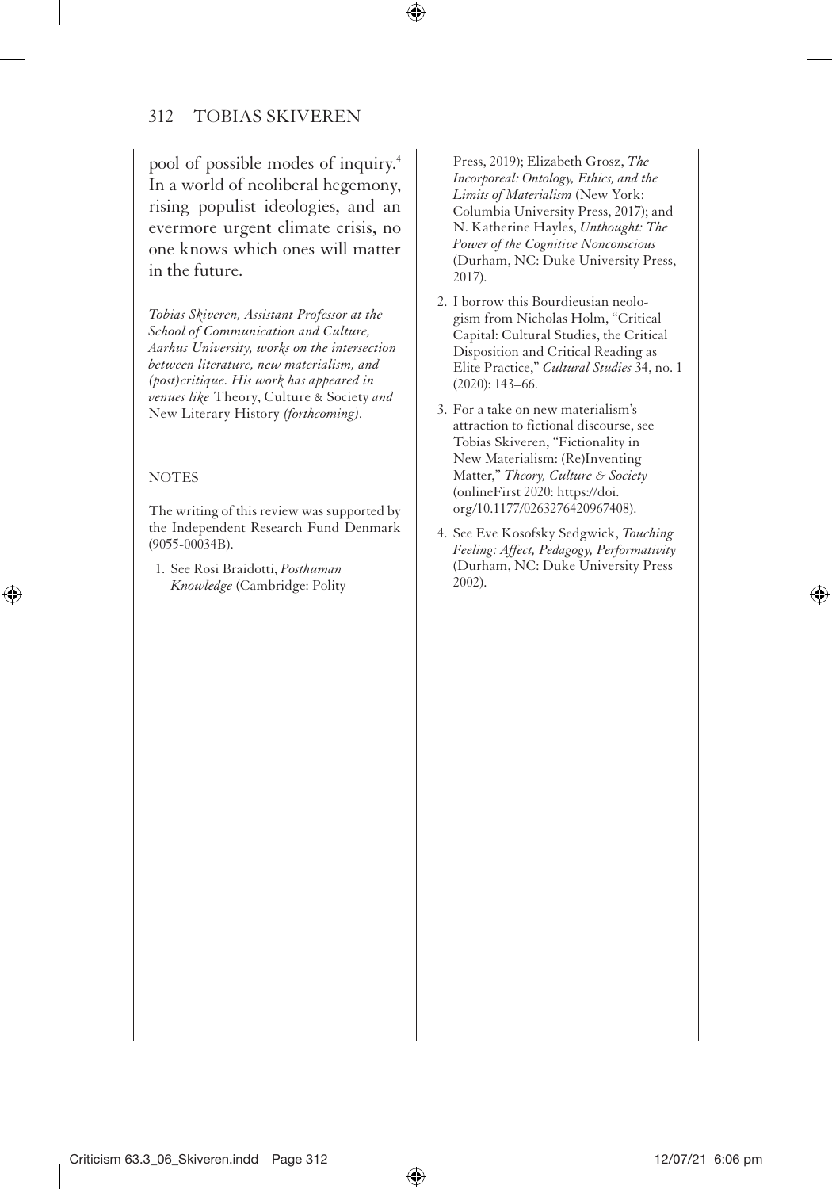pool of possible modes of inquiry.[4] In a world of neoliberal hegemony, rising populist ideologies, and an evermore urgent climate crisis, no one knows which ones will matter in the future.

*Tobias Skiveren, Assistant Professor at the School of Communication and Culture, Aarhus University, works on the intersection between literature, new materialism, and (post)critique. His work has appeared in venues like* Theory, Culture & Society *and* New Literary History *(forthcoming).*

NOTES

The writing of this review was supported by the Independent Research Fund Denmark (9055-00034B).

1. See Rosi Braidotti, *Posthuman Knowledge* (Cambridge: Polity Press, 2019); Elizabeth Grosz, *The Incorporeal: Ontology, Ethics, and the Limits of Materialism* (New York: Columbia University Press, 2017); and N. Katherine Hayles, *Unthought: The Power of the Cognitive Nonconscious* (Durham, NC: Duke University Press, 2017).
2. I borrow this Bourdieusian neologism from Nicholas Holm, "Critical Capital: Cultural Studies, the Critical Disposition and Critical Reading as Elite Practice," *Cultural Studies* 34, no. 1 (2020): 143–66.
3. For a take on new materialism's attraction to fictional discourse, see Tobias Skiveren, "Fictionality in New Materialism: (Re)Inventing Matter," *Theory, Culture & Society* (onlineFirst 2020: https://doi.org/10.1177/0263276420967408).
4. See Eve Kosofsky Sedgwick, *Touching Feeling: Affect, Pedagogy, Performativity* (Durham, NC: Duke University Press 2002).